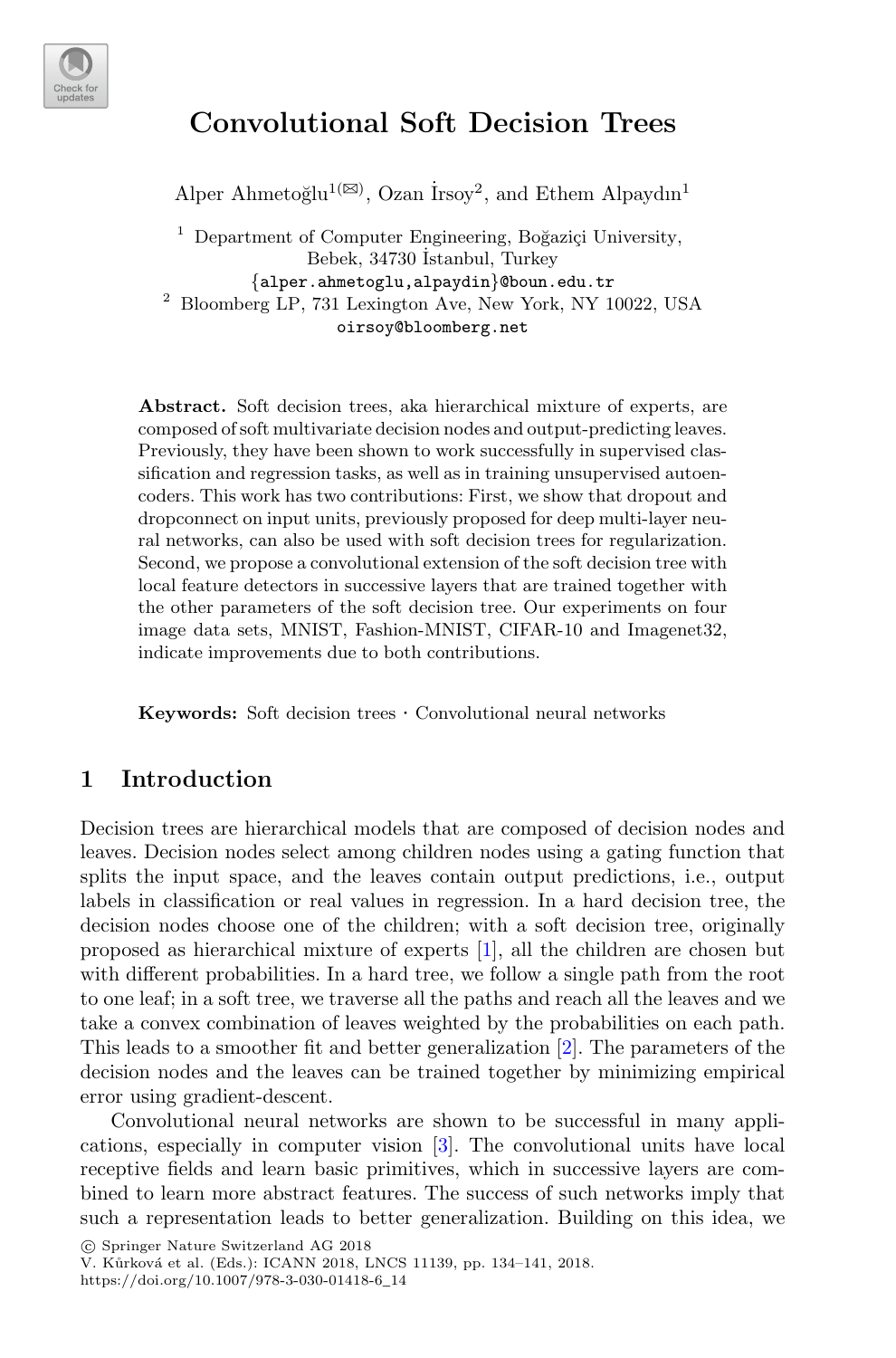# Convolutional Soft Decision Trees

Alper Ahmetoğlu[1](✉), Ozan İrsoy[2], and Ethem Alpaydın[1]

[1] Department of Computer Engineering, Boğaziçi University, Bebek, 34730 İstanbul, Turkey
{alper.ahmetoglu,alpaydin}@boun.edu.tr

[2] Bloomberg LP, 731 Lexington Ave, New York, NY 10022, USA
oirsoy@bloomberg.net

**Abstract.** Soft decision trees, aka hierarchical mixture of experts, are composed of soft multivariate decision nodes and output-predicting leaves. Previously, they have been shown to work successfully in supervised classification and regression tasks, as well as in training unsupervised autoencoders. This work has two contributions: First, we show that dropout and dropconnect on input units, previously proposed for deep multi-layer neural networks, can also be used with soft decision trees for regularization. Second, we propose a convolutional extension of the soft decision tree with local feature detectors in successive layers that are trained together with the other parameters of the soft decision tree. Our experiments on four image data sets, MNIST, Fashion-MNIST, CIFAR-10 and Imagenet32, indicate improvements due to both contributions.

**Keywords:** Soft decision trees · Convolutional neural networks

## 1 Introduction

Decision trees are hierarchical models that are composed of decision nodes and leaves. Decision nodes select among children nodes using a gating function that splits the input space, and the leaves contain output predictions, i.e., output labels in classification or real values in regression. In a hard decision tree, the decision nodes choose one of the children; with a soft decision tree, originally proposed as hierarchical mixture of experts [1], all the children are chosen but with different probabilities. In a hard tree, we follow a single path from the root to one leaf; in a soft tree, we traverse all the paths and reach all the leaves and we take a convex combination of leaves weighted by the probabilities on each path. This leads to a smoother fit and better generalization [2]. The parameters of the decision nodes and the leaves can be trained together by minimizing empirical error using gradient-descent.

Convolutional neural networks are shown to be successful in many applications, especially in computer vision [3]. The convolutional units have local receptive fields and learn basic primitives, which in successive layers are combined to learn more abstract features. The success of such networks imply that such a representation leads to better generalization. Building on this idea, we

© Springer Nature Switzerland AG 2018
V. Kůrková et al. (Eds.): ICANN 2018, LNCS 11139, pp. 134–141, 2018.
https://doi.org/10.1007/978-3-030-01418-6_14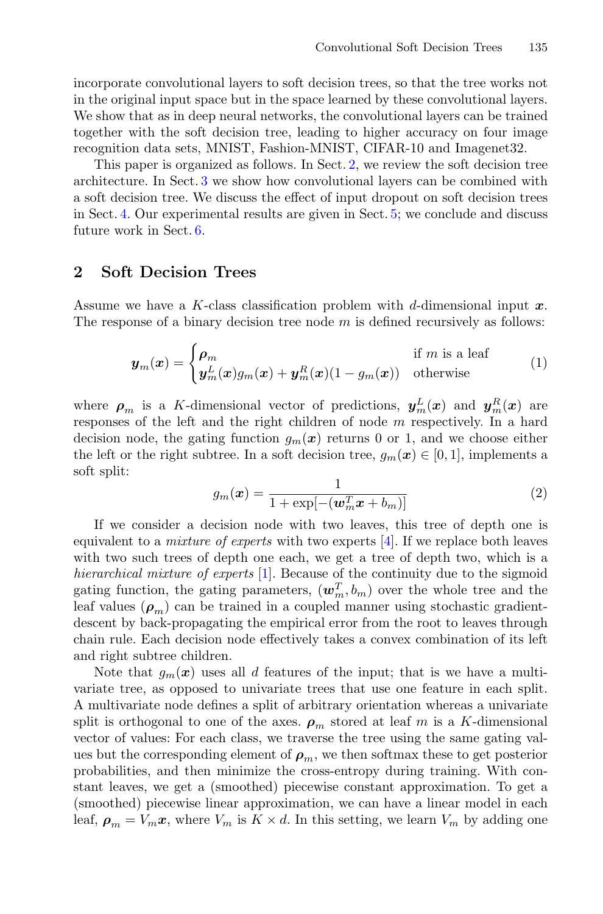incorporate convolutional layers to soft decision trees, so that the tree works not in the original input space but in the space learned by these convolutional layers. We show that as in deep neural networks, the convolutional layers can be trained together with the soft decision tree, leading to higher accuracy on four image recognition data sets, MNIST, Fashion-MNIST, CIFAR-10 and Imagenet32.

This paper is organized as follows. In Sect. 2, we review the soft decision tree architecture. In Sect. 3 we show how convolutional layers can be combined with a soft decision tree. We discuss the effect of input dropout on soft decision trees in Sect. 4. Our experimental results are given in Sect. 5; we conclude and discuss future work in Sect. 6.

## 2 Soft Decision Trees

Assume we have a $K$-class classification problem with $d$-dimensional input $\boldsymbol{x}$. The response of a binary decision tree node $m$ is defined recursively as follows:

$$\boldsymbol{y}_m(\boldsymbol{x}) = \begin{cases} \boldsymbol{\rho}_m & \text{if } m \text{ is a leaf} \\ \boldsymbol{y}_m^L(\boldsymbol{x}) g_m(\boldsymbol{x}) + \boldsymbol{y}_m^R(\boldsymbol{x})(1 - g_m(\boldsymbol{x})) & \text{otherwise} \end{cases} \tag{1}$$

where $\boldsymbol{\rho}_m$ is a $K$-dimensional vector of predictions, $\boldsymbol{y}_m^L(\boldsymbol{x})$ and $\boldsymbol{y}_m^R(\boldsymbol{x})$ are responses of the left and the right children of node $m$ respectively. In a hard decision node, the gating function $g_m(\boldsymbol{x})$ returns 0 or 1, and we choose either the left or the right subtree. In a soft decision tree, $g_m(\boldsymbol{x}) \in [0, 1]$, implements a soft split:

$$g_m(\boldsymbol{x}) = \frac{1}{1 + \exp[-(\boldsymbol{w}_m^T \boldsymbol{x} + b_m)]} \tag{2}$$

If we consider a decision node with two leaves, this tree of depth one is equivalent to a *mixture of experts* with two experts [4]. If we replace both leaves with two such trees of depth one each, we get a tree of depth two, which is a *hierarchical mixture of experts* [1]. Because of the continuity due to the sigmoid gating function, the gating parameters, $(\boldsymbol{w}_m^T, b_m)$ over the whole tree and the leaf values $(\boldsymbol{\rho}_m)$ can be trained in a coupled manner using stochastic gradient-descent by back-propagating the empirical error from the root to leaves through chain rule. Each decision node effectively takes a convex combination of its left and right subtree children.

Note that $g_m(\boldsymbol{x})$ uses all $d$ features of the input; that is we have a multivariate tree, as opposed to univariate trees that use one feature in each split. A multivariate node defines a split of arbitrary orientation whereas a univariate split is orthogonal to one of the axes. $\boldsymbol{\rho}_m$ stored at leaf $m$ is a $K$-dimensional vector of values: For each class, we traverse the tree using the same gating values but the corresponding element of $\boldsymbol{\rho}_m$, we then softmax these to get posterior probabilities, and then minimize the cross-entropy during training. With constant leaves, we get a (smoothed) piecewise constant approximation. To get a (smoothed) piecewise linear approximation, we can have a linear model in each leaf, $\boldsymbol{\rho}_m = V_m \boldsymbol{x}$, where $V_m$ is $K \times d$. In this setting, we learn $V_m$ by adding one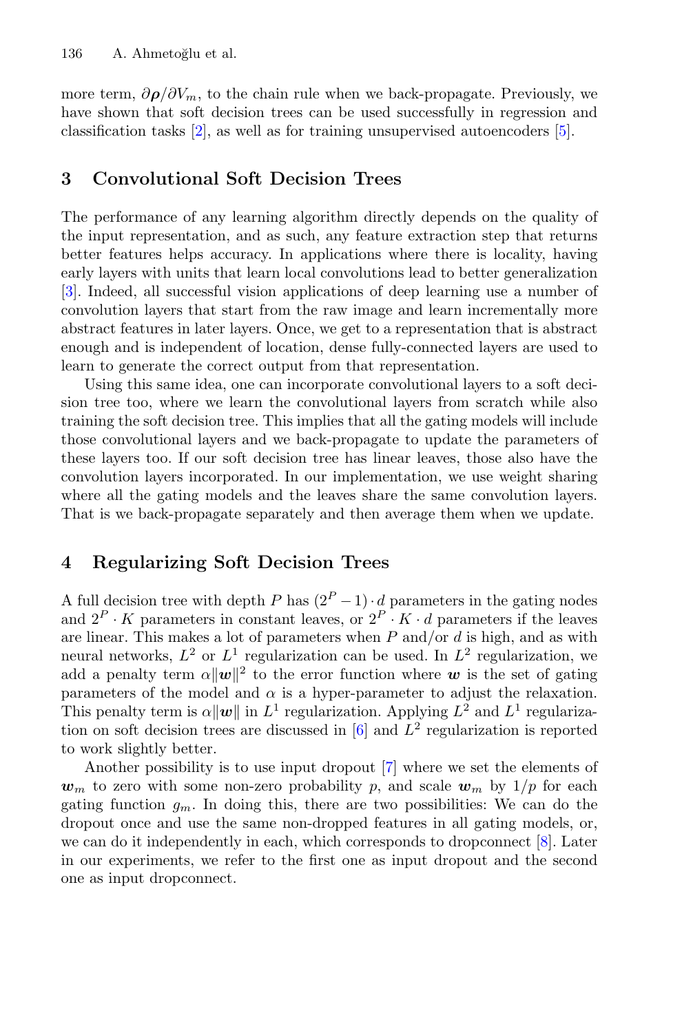more term, $\partial\boldsymbol{\rho}/\partial V_m$, to the chain rule when we back-propagate. Previously, we have shown that soft decision trees can be used successfully in regression and classification tasks [2], as well as for training unsupervised autoencoders [5].

## 3 Convolutional Soft Decision Trees

The performance of any learning algorithm directly depends on the quality of the input representation, and as such, any feature extraction step that returns better features helps accuracy. In applications where there is locality, having early layers with units that learn local convolutions lead to better generalization [3]. Indeed, all successful vision applications of deep learning use a number of convolution layers that start from the raw image and learn incrementally more abstract features in later layers. Once, we get to a representation that is abstract enough and is independent of location, dense fully-connected layers are used to learn to generate the correct output from that representation.

Using this same idea, one can incorporate convolutional layers to a soft decision tree too, where we learn the convolutional layers from scratch while also training the soft decision tree. This implies that all the gating models will include those convolutional layers and we back-propagate to update the parameters of these layers too. If our soft decision tree has linear leaves, those also have the convolution layers incorporated. In our implementation, we use weight sharing where all the gating models and the leaves share the same convolution layers. That is we back-propagate separately and then average them when we update.

## 4 Regularizing Soft Decision Trees

A full decision tree with depth $P$ has $(2^P - 1) \cdot d$ parameters in the gating nodes and $2^P \cdot K$ parameters in constant leaves, or $2^P \cdot K \cdot d$ parameters if the leaves are linear. This makes a lot of parameters when $P$ and/or $d$ is high, and as with neural networks, $L^2$ or $L^1$ regularization can be used. In $L^2$ regularization, we add a penalty term $\alpha\|\boldsymbol{w}\|^2$ to the error function where $\boldsymbol{w}$ is the set of gating parameters of the model and $\alpha$ is a hyper-parameter to adjust the relaxation. This penalty term is $\alpha\|\boldsymbol{w}\|$ in $L^1$ regularization. Applying $L^2$ and $L^1$ regularization on soft decision trees are discussed in [6] and $L^2$ regularization is reported to work slightly better.

Another possibility is to use input dropout [7] where we set the elements of $\boldsymbol{w}_m$ to zero with some non-zero probability $p$, and scale $\boldsymbol{w}_m$ by $1/p$ for each gating function $g_m$. In doing this, there are two possibilities: We can do the dropout once and use the same non-dropped features in all gating models, or, we can do it independently in each, which corresponds to dropconnect [8]. Later in our experiments, we refer to the first one as input dropout and the second one as input dropconnect.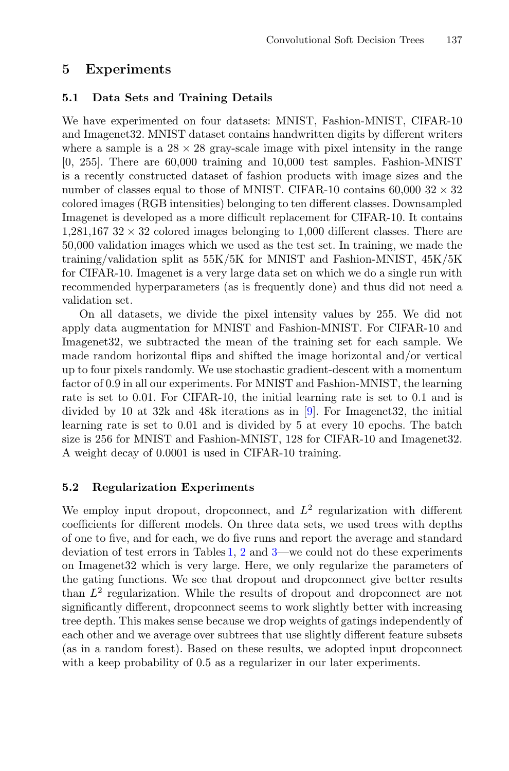## 5 Experiments

### 5.1 Data Sets and Training Details

We have experimented on four datasets: MNIST, Fashion-MNIST, CIFAR-10 and Imagenet32. MNIST dataset contains handwritten digits by different writers where a sample is a $28 \times 28$ gray-scale image with pixel intensity in the range [0, 255]. There are 60,000 training and 10,000 test samples. Fashion-MNIST is a recently constructed dataset of fashion products with image sizes and the number of classes equal to those of MNIST. CIFAR-10 contains 60,000 $32 \times 32$ colored images (RGB intensities) belonging to ten different classes. Downsampled Imagenet is developed as a more difficult replacement for CIFAR-10. It contains 1,281,167 $32 \times 32$ colored images belonging to 1,000 different classes. There are 50,000 validation images which we used as the test set. In training, we made the training/validation split as 55K/5K for MNIST and Fashion-MNIST, 45K/5K for CIFAR-10. Imagenet is a very large data set on which we do a single run with recommended hyperparameters (as is frequently done) and thus did not need a validation set.

On all datasets, we divide the pixel intensity values by 255. We did not apply data augmentation for MNIST and Fashion-MNIST. For CIFAR-10 and Imagenet32, we subtracted the mean of the training set for each sample. We made random horizontal flips and shifted the image horizontal and/or vertical up to four pixels randomly. We use stochastic gradient-descent with a momentum factor of 0.9 in all our experiments. For MNIST and Fashion-MNIST, the learning rate is set to 0.01. For CIFAR-10, the initial learning rate is set to 0.1 and is divided by 10 at 32k and 48k iterations as in [9]. For Imagenet32, the initial learning rate is set to 0.01 and is divided by 5 at every 10 epochs. The batch size is 256 for MNIST and Fashion-MNIST, 128 for CIFAR-10 and Imagenet32. A weight decay of 0.0001 is used in CIFAR-10 training.

### 5.2 Regularization Experiments

We employ input dropout, dropconnect, and $L^2$ regularization with different coefficients for different models. On three data sets, we used trees with depths of one to five, and for each, we do five runs and report the average and standard deviation of test errors in Tables 1, 2 and 3—we could not do these experiments on Imagenet32 which is very large. Here, we only regularize the parameters of the gating functions. We see that dropout and dropconnect give better results than $L^2$ regularization. While the results of dropout and dropconnect are not significantly different, dropconnect seems to work slightly better with increasing tree depth. This makes sense because we drop weights of gatings independently of each other and we average over subtrees that use slightly different feature subsets (as in a random forest). Based on these results, we adopted input dropconnect with a keep probability of 0.5 as a regularizer in our later experiments.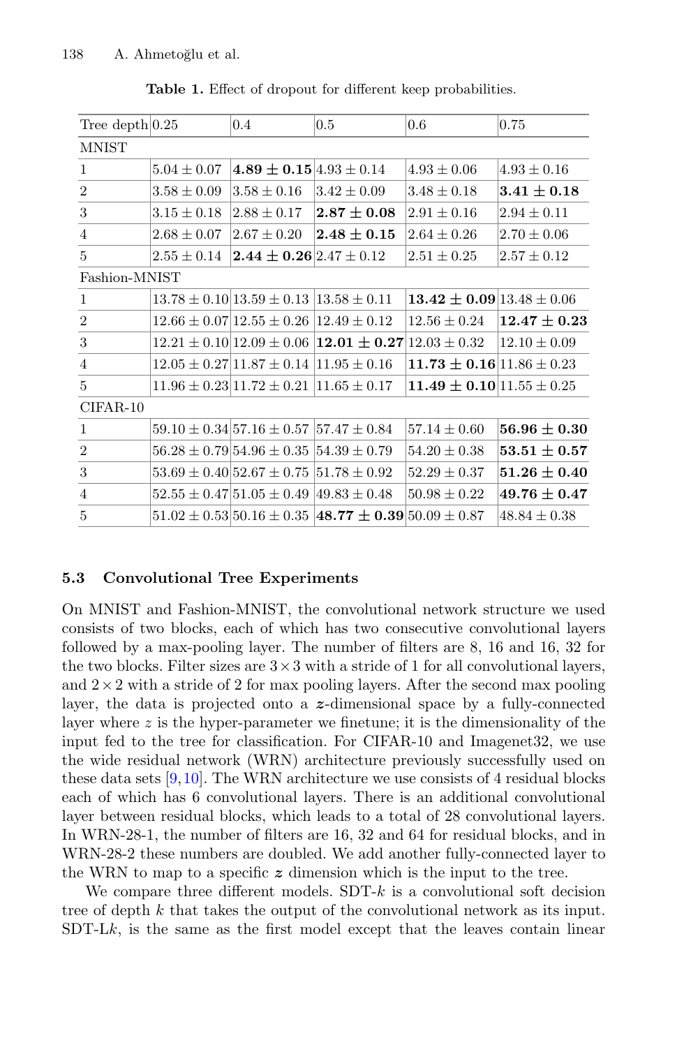**Table 1.** Effect of dropout for different keep probabilities.

| Tree depth | 0.25 | 0.4 | 0.5 | 0.6 | 0.75 |
|---|---|---|---|---|---|
| MNIST | | | | | |
| 1 | $5.04 \pm 0.07$ | $\mathbf{4.89 \pm 0.15}$ | $4.93 \pm 0.14$ | $4.93 \pm 0.06$ | $4.93 \pm 0.16$ |
| 2 | $3.58 \pm 0.09$ | $3.58 \pm 0.16$ | $3.42 \pm 0.09$ | $3.48 \pm 0.18$ | $\mathbf{3.41 \pm 0.18}$ |
| 3 | $3.15 \pm 0.18$ | $2.88 \pm 0.17$ | $\mathbf{2.87 \pm 0.08}$ | $2.91 \pm 0.16$ | $2.94 \pm 0.11$ |
| 4 | $2.68 \pm 0.07$ | $2.67 \pm 0.20$ | $\mathbf{2.48 \pm 0.15}$ | $2.64 \pm 0.26$ | $2.70 \pm 0.06$ |
| 5 | $2.55 \pm 0.14$ | $\mathbf{2.44 \pm 0.26}$ | $2.47 \pm 0.12$ | $2.51 \pm 0.25$ | $2.57 \pm 0.12$ |
| Fashion-MNIST | | | | | |
| 1 | $13.78 \pm 0.10$ | $13.59 \pm 0.13$ | $13.58 \pm 0.11$ | $\mathbf{13.42 \pm 0.09}$ | $13.48 \pm 0.06$ |
| 2 | $12.66 \pm 0.07$ | $12.55 \pm 0.26$ | $12.49 \pm 0.12$ | $12.56 \pm 0.24$ | $\mathbf{12.47 \pm 0.23}$ |
| 3 | $12.21 \pm 0.10$ | $12.09 \pm 0.06$ | $\mathbf{12.01 \pm 0.27}$ | $12.03 \pm 0.32$ | $12.10 \pm 0.09$ |
| 4 | $12.05 \pm 0.27$ | $11.87 \pm 0.14$ | $11.95 \pm 0.16$ | $\mathbf{11.73 \pm 0.16}$ | $11.86 \pm 0.23$ |
| 5 | $11.96 \pm 0.23$ | $11.72 \pm 0.21$ | $11.65 \pm 0.17$ | $\mathbf{11.49 \pm 0.10}$ | $11.55 \pm 0.25$ |
| CIFAR-10 | | | | | |
| 1 | $59.10 \pm 0.34$ | $57.16 \pm 0.57$ | $57.47 \pm 0.84$ | $57.14 \pm 0.60$ | $\mathbf{56.96 \pm 0.30}$ |
| 2 | $56.28 \pm 0.79$ | $54.96 \pm 0.35$ | $54.39 \pm 0.79$ | $54.20 \pm 0.38$ | $\mathbf{53.51 \pm 0.57}$ |
| 3 | $53.69 \pm 0.40$ | $52.67 \pm 0.75$ | $51.78 \pm 0.92$ | $52.29 \pm 0.37$ | $\mathbf{51.26 \pm 0.40}$ |
| 4 | $52.55 \pm 0.47$ | $51.05 \pm 0.49$ | $49.83 \pm 0.48$ | $50.98 \pm 0.22$ | $\mathbf{49.76 \pm 0.47}$ |
| 5 | $51.02 \pm 0.53$ | $50.16 \pm 0.35$ | $\mathbf{48.77 \pm 0.39}$ | $50.09 \pm 0.87$ | $48.84 \pm 0.38$ |

### 5.3 Convolutional Tree Experiments

On MNIST and Fashion-MNIST, the convolutional network structure we used consists of two blocks, each of which has two consecutive convolutional layers followed by a max-pooling layer. The number of filters are 8, 16 and 16, 32 for the two blocks. Filter sizes are $3 \times 3$ with a stride of 1 for all convolutional layers, and $2 \times 2$ with a stride of 2 for max pooling layers. After the second max pooling layer, the data is projected onto a $\boldsymbol{z}$-dimensional space by a fully-connected layer where $z$ is the hyper-parameter we finetune; it is the dimensionality of the input fed to the tree for classification. For CIFAR-10 and Imagenet32, we use the wide residual network (WRN) architecture previously successfully used on these data sets [9,10]. The WRN architecture we use consists of 4 residual blocks each of which has 6 convolutional layers. There is an additional convolutional layer between residual blocks, which leads to a total of 28 convolutional layers. In WRN-28-1, the number of filters are 16, 32 and 64 for residual blocks, and in WRN-28-2 these numbers are doubled. We add another fully-connected layer to the WRN to map to a specific $\boldsymbol{z}$ dimension which is the input to the tree.

We compare three different models. SDT-$k$ is a convolutional soft decision tree of depth $k$ that takes the output of the convolutional network as its input. SDT-L$k$, is the same as the first model except that the leaves contain linear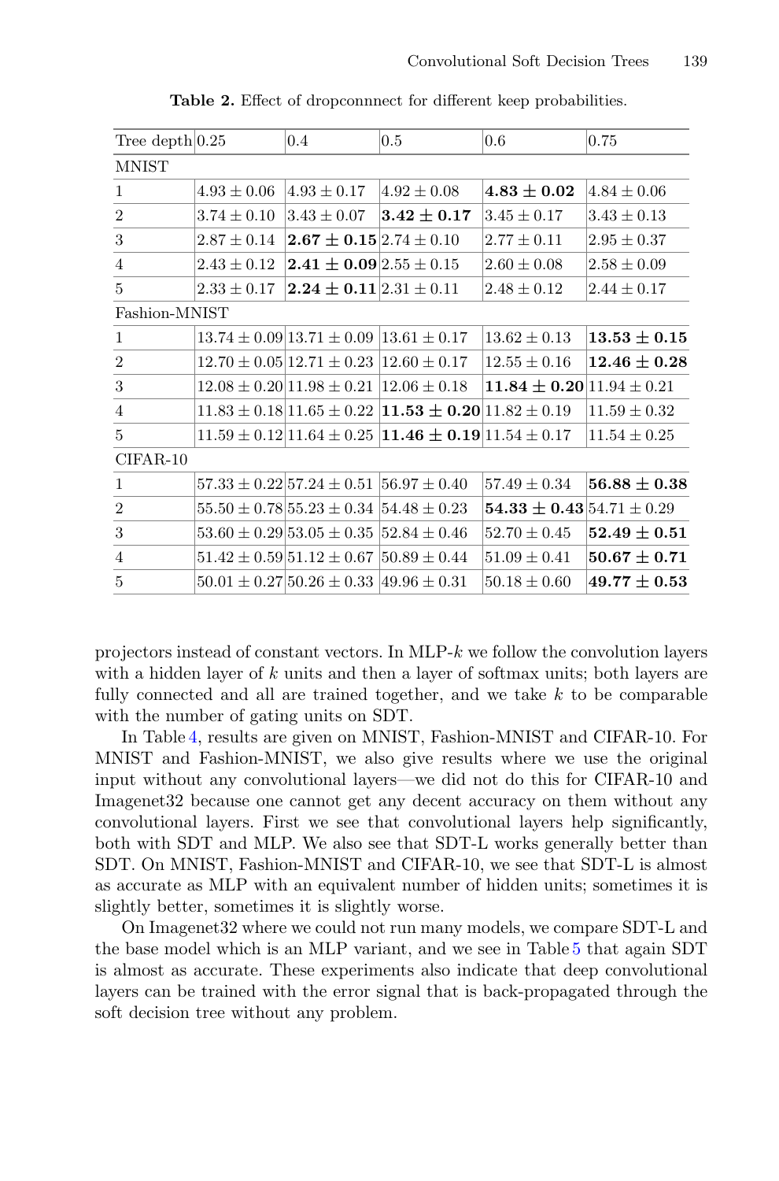**Table 2.** Effect of dropconnnect for different keep probabilities.

| Tree depth | 0.25 | 0.4 | 0.5 | 0.6 | 0.75 |
|---|---|---|---|---|---|
| MNIST | | | | | |
| 1 | $4.93 \pm 0.06$ | $4.93 \pm 0.17$ | $4.92 \pm 0.08$ | $\mathbf{4.83 \pm 0.02}$ | $4.84 \pm 0.06$ |
| 2 | $3.74 \pm 0.10$ | $3.43 \pm 0.07$ | $\mathbf{3.42 \pm 0.17}$ | $3.45 \pm 0.17$ | $3.43 \pm 0.13$ |
| 3 | $2.87 \pm 0.14$ | $\mathbf{2.67 \pm 0.15}$ | $2.74 \pm 0.10$ | $2.77 \pm 0.11$ | $2.95 \pm 0.37$ |
| 4 | $2.43 \pm 0.12$ | $\mathbf{2.41 \pm 0.09}$ | $2.55 \pm 0.15$ | $2.60 \pm 0.08$ | $2.58 \pm 0.09$ |
| 5 | $2.33 \pm 0.17$ | $\mathbf{2.24 \pm 0.11}$ | $2.31 \pm 0.11$ | $2.48 \pm 0.12$ | $2.44 \pm 0.17$ |
| Fashion-MNIST | | | | | |
| 1 | $13.74 \pm 0.09$ | $13.71 \pm 0.09$ | $13.61 \pm 0.17$ | $13.62 \pm 0.13$ | $\mathbf{13.53 \pm 0.15}$ |
| 2 | $12.70 \pm 0.05$ | $12.71 \pm 0.23$ | $12.60 \pm 0.17$ | $12.55 \pm 0.16$ | $\mathbf{12.46 \pm 0.28}$ |
| 3 | $12.08 \pm 0.20$ | $11.98 \pm 0.21$ | $12.06 \pm 0.18$ | $\mathbf{11.84 \pm 0.20}$ | $11.94 \pm 0.21$ |
| 4 | $11.83 \pm 0.18$ | $11.65 \pm 0.22$ | $\mathbf{11.53 \pm 0.20}$ | $11.82 \pm 0.19$ | $11.59 \pm 0.32$ |
| 5 | $11.59 \pm 0.12$ | $11.64 \pm 0.25$ | $\mathbf{11.46 \pm 0.19}$ | $11.54 \pm 0.17$ | $11.54 \pm 0.25$ |
| CIFAR-10 | | | | | |
| 1 | $57.33 \pm 0.22$ | $57.24 \pm 0.51$ | $56.97 \pm 0.40$ | $57.49 \pm 0.34$ | $\mathbf{56.88 \pm 0.38}$ |
| 2 | $55.50 \pm 0.78$ | $55.23 \pm 0.34$ | $54.48 \pm 0.23$ | $\mathbf{54.33 \pm 0.43}$ | $54.71 \pm 0.29$ |
| 3 | $53.60 \pm 0.29$ | $53.05 \pm 0.35$ | $52.84 \pm 0.46$ | $52.70 \pm 0.45$ | $\mathbf{52.49 \pm 0.51}$ |
| 4 | $51.42 \pm 0.59$ | $51.12 \pm 0.67$ | $50.89 \pm 0.44$ | $51.09 \pm 0.41$ | $\mathbf{50.67 \pm 0.71}$ |
| 5 | $50.01 \pm 0.27$ | $50.26 \pm 0.33$ | $49.96 \pm 0.31$ | $50.18 \pm 0.60$ | $\mathbf{49.77 \pm 0.53}$ |

projectors instead of constant vectors. In MLP-$k$ we follow the convolution layers with a hidden layer of $k$ units and then a layer of softmax units; both layers are fully connected and all are trained together, and we take $k$ to be comparable with the number of gating units on SDT.

In Table 4, results are given on MNIST, Fashion-MNIST and CIFAR-10. For MNIST and Fashion-MNIST, we also give results where we use the original input without any convolutional layers—we did not do this for CIFAR-10 and Imagenet32 because one cannot get any decent accuracy on them without any convolutional layers. First we see that convolutional layers help significantly, both with SDT and MLP. We also see that SDT-L works generally better than SDT. On MNIST, Fashion-MNIST and CIFAR-10, we see that SDT-L is almost as accurate as MLP with an equivalent number of hidden units; sometimes it is slightly better, sometimes it is slightly worse.

On Imagenet32 where we could not run many models, we compare SDT-L and the base model which is an MLP variant, and we see in Table 5 that again SDT is almost as accurate. These experiments also indicate that deep convolutional layers can be trained with the error signal that is back-propagated through the soft decision tree without any problem.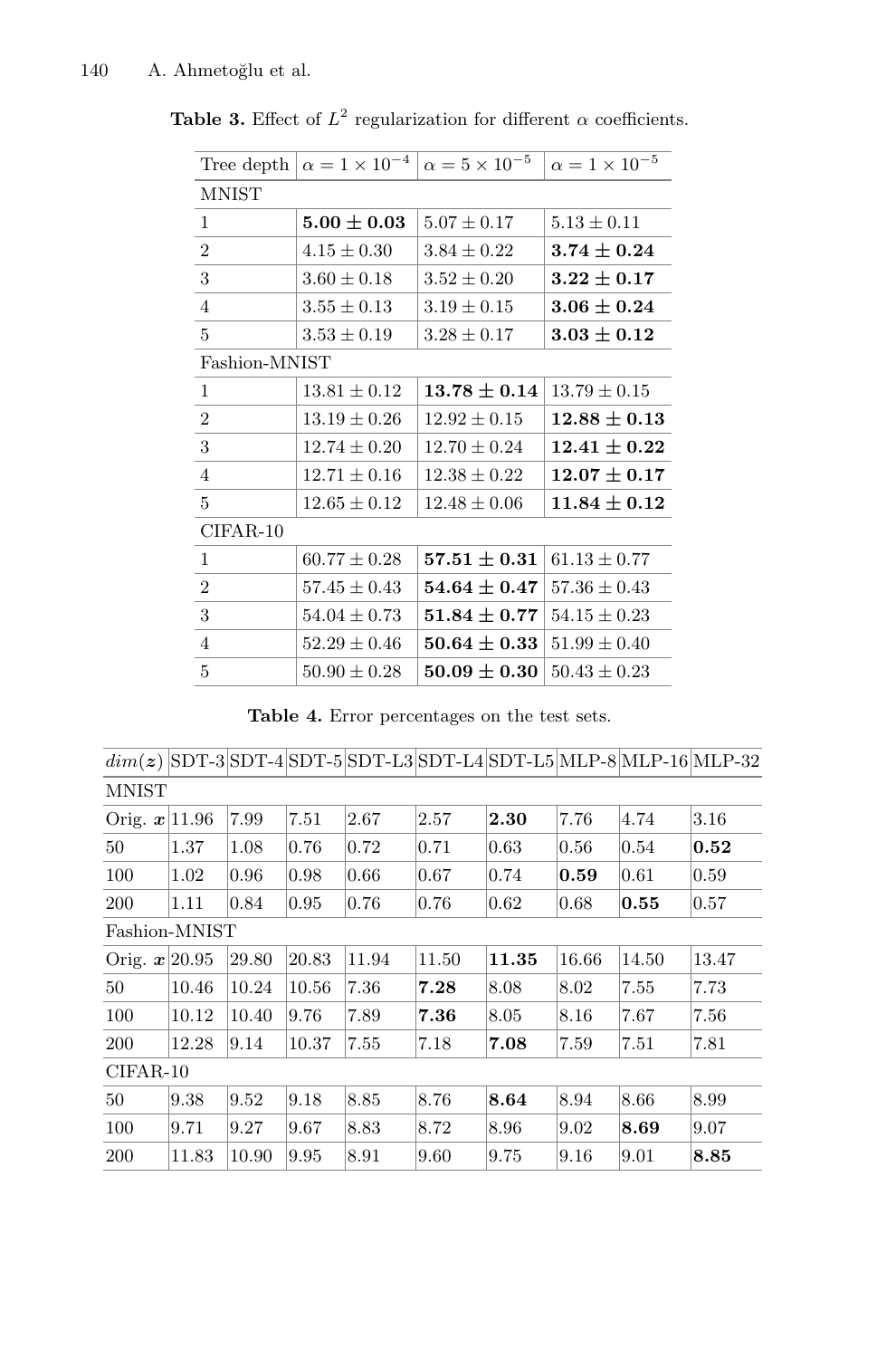**Table 3.** Effect of $L^2$ regularization for different $\alpha$ coefficients.

| Tree depth | $\alpha = 1 \times 10^{-4}$ | $\alpha = 5 \times 10^{-5}$ | $\alpha = 1 \times 10^{-5}$ |
|---|---|---|---|
| MNIST | | | |
| 1 | $\mathbf{5.00 \pm 0.03}$ | $5.07 \pm 0.17$ | $5.13 \pm 0.11$ |
| 2 | $4.15 \pm 0.30$ | $3.84 \pm 0.22$ | $\mathbf{3.74 \pm 0.24}$ |
| 3 | $3.60 \pm 0.18$ | $3.52 \pm 0.20$ | $\mathbf{3.22 \pm 0.17}$ |
| 4 | $3.55 \pm 0.13$ | $3.19 \pm 0.15$ | $\mathbf{3.06 \pm 0.24}$ |
| 5 | $3.53 \pm 0.19$ | $3.28 \pm 0.17$ | $\mathbf{3.03 \pm 0.12}$ |
| Fashion-MNIST | | | |
| 1 | $13.81 \pm 0.12$ | $\mathbf{13.78 \pm 0.14}$ | $13.79 \pm 0.15$ |
| 2 | $13.19 \pm 0.26$ | $12.92 \pm 0.15$ | $\mathbf{12.88 \pm 0.13}$ |
| 3 | $12.74 \pm 0.20$ | $12.70 \pm 0.24$ | $\mathbf{12.41 \pm 0.22}$ |
| 4 | $12.71 \pm 0.16$ | $12.38 \pm 0.22$ | $\mathbf{12.07 \pm 0.17}$ |
| 5 | $12.65 \pm 0.12$ | $12.48 \pm 0.06$ | $\mathbf{11.84 \pm 0.12}$ |
| CIFAR-10 | | | |
| 1 | $60.77 \pm 0.28$ | $\mathbf{57.51 \pm 0.31}$ | $61.13 \pm 0.77$ |
| 2 | $57.45 \pm 0.43$ | $\mathbf{54.64 \pm 0.47}$ | $57.36 \pm 0.43$ |
| 3 | $54.04 \pm 0.73$ | $\mathbf{51.84 \pm 0.77}$ | $54.15 \pm 0.23$ |
| 4 | $52.29 \pm 0.46$ | $\mathbf{50.64 \pm 0.33}$ | $51.99 \pm 0.40$ |
| 5 | $50.90 \pm 0.28$ | $\mathbf{50.09 \pm 0.30}$ | $50.43 \pm 0.23$ |

**Table 4.** Error percentages on the test sets.

| $dim(\boldsymbol{z})$ | SDT-3 | SDT-4 | SDT-5 | SDT-L3 | SDT-L4 | SDT-L5 | MLP-8 | MLP-16 | MLP-32 |
|---|---|---|---|---|---|---|---|---|---|
| MNIST | | | | | | | | | |
| Orig. $\boldsymbol{x}$ | 11.96 | 7.99 | 7.51 | 2.67 | 2.57 | **2.30** | 7.76 | 4.74 | 3.16 |
| 50 | 1.37 | 1.08 | 0.76 | 0.72 | 0.71 | 0.63 | 0.56 | 0.54 | **0.52** |
| 100 | 1.02 | 0.96 | 0.98 | 0.66 | 0.67 | 0.74 | **0.59** | 0.61 | 0.59 |
| 200 | 1.11 | 0.84 | 0.95 | 0.76 | 0.76 | 0.62 | 0.68 | **0.55** | 0.57 |
| Fashion-MNIST | | | | | | | | | |
| Orig. $\boldsymbol{x}$ | 20.95 | 29.80 | 20.83 | 11.94 | 11.50 | **11.35** | 16.66 | 14.50 | 13.47 |
| 50 | 10.46 | 10.24 | 10.56 | 7.36 | **7.28** | 8.08 | 8.02 | 7.55 | 7.73 |
| 100 | 10.12 | 10.40 | 9.76 | 7.89 | **7.36** | 8.05 | 8.16 | 7.67 | 7.56 |
| 200 | 12.28 | 9.14 | 10.37 | 7.55 | 7.18 | **7.08** | 7.59 | 7.51 | 7.81 |
| CIFAR-10 | | | | | | | | | |
| 50 | 9.38 | 9.52 | 9.18 | 8.85 | 8.76 | **8.64** | 8.94 | 8.66 | 8.99 |
| 100 | 9.71 | 9.27 | 9.67 | 8.83 | 8.72 | 8.96 | 9.02 | **8.69** | 9.07 |
| 200 | 11.83 | 10.90 | 9.95 | 8.91 | 9.60 | 9.75 | 9.16 | 9.01 | **8.85** |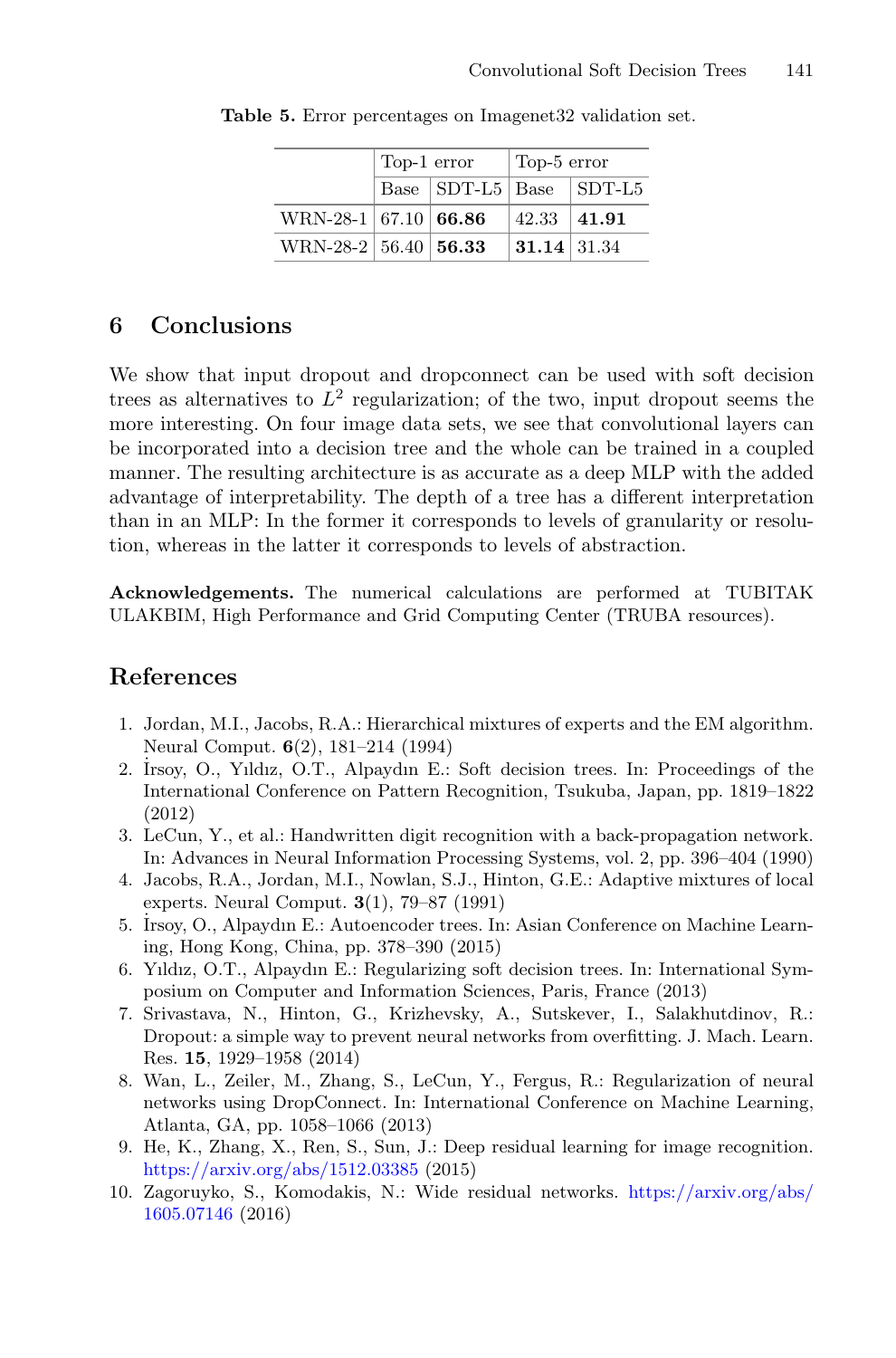**Table 5.** Error percentages on Imagenet32 validation set.

| | Top-1 error | | Top-5 error | |
|---|---|---|---|---|
| | Base | SDT-L5 | Base | SDT-L5 |
| WRN-28-1 | 67.10 | **66.86** | 42.33 | **41.91** |
| WRN-28-2 | 56.40 | **56.33** | **31.14** | 31.34 |

## 6 Conclusions

We show that input dropout and dropconnect can be used with soft decision trees as alternatives to $L^2$ regularization; of the two, input dropout seems the more interesting. On four image data sets, we see that convolutional layers can be incorporated into a decision tree and the whole can be trained in a coupled manner. The resulting architecture is as accurate as a deep MLP with the added advantage of interpretability. The depth of a tree has a different interpretation than in an MLP: In the former it corresponds to levels of granularity or resolution, whereas in the latter it corresponds to levels of abstraction.

**Acknowledgements.** The numerical calculations are performed at TUBITAK ULAKBIM, High Performance and Grid Computing Center (TRUBA resources).

## References

1. Jordan, M.I., Jacobs, R.A.: Hierarchical mixtures of experts and the EM algorithm. Neural Comput. **6**(2), 181–214 (1994)
2. İrsoy, O., Yıldız, O.T., Alpaydın E.: Soft decision trees. In: Proceedings of the International Conference on Pattern Recognition, Tsukuba, Japan, pp. 1819–1822 (2012)
3. LeCun, Y., et al.: Handwritten digit recognition with a back-propagation network. In: Advances in Neural Information Processing Systems, vol. 2, pp. 396–404 (1990)
4. Jacobs, R.A., Jordan, M.I., Nowlan, S.J., Hinton, G.E.: Adaptive mixtures of local experts. Neural Comput. **3**(1), 79–87 (1991)
5. İrsoy, O., Alpaydın E.: Autoencoder trees. In: Asian Conference on Machine Learning, Hong Kong, China, pp. 378–390 (2015)
6. Yıldız, O.T., Alpaydın E.: Regularizing soft decision trees. In: International Symposium on Computer and Information Sciences, Paris, France (2013)
7. Srivastava, N., Hinton, G., Krizhevsky, A., Sutskever, I., Salakhutdinov, R.: Dropout: a simple way to prevent neural networks from overfitting. J. Mach. Learn. Res. **15**, 1929–1958 (2014)
8. Wan, L., Zeiler, M., Zhang, S., LeCun, Y., Fergus, R.: Regularization of neural networks using DropConnect. In: International Conference on Machine Learning, Atlanta, GA, pp. 1058–1066 (2013)
9. He, K., Zhang, X., Ren, S., Sun, J.: Deep residual learning for image recognition. https://arxiv.org/abs/1512.03385 (2015)
10. Zagoruyko, S., Komodakis, N.: Wide residual networks. https://arxiv.org/abs/1605.07146 (2016)